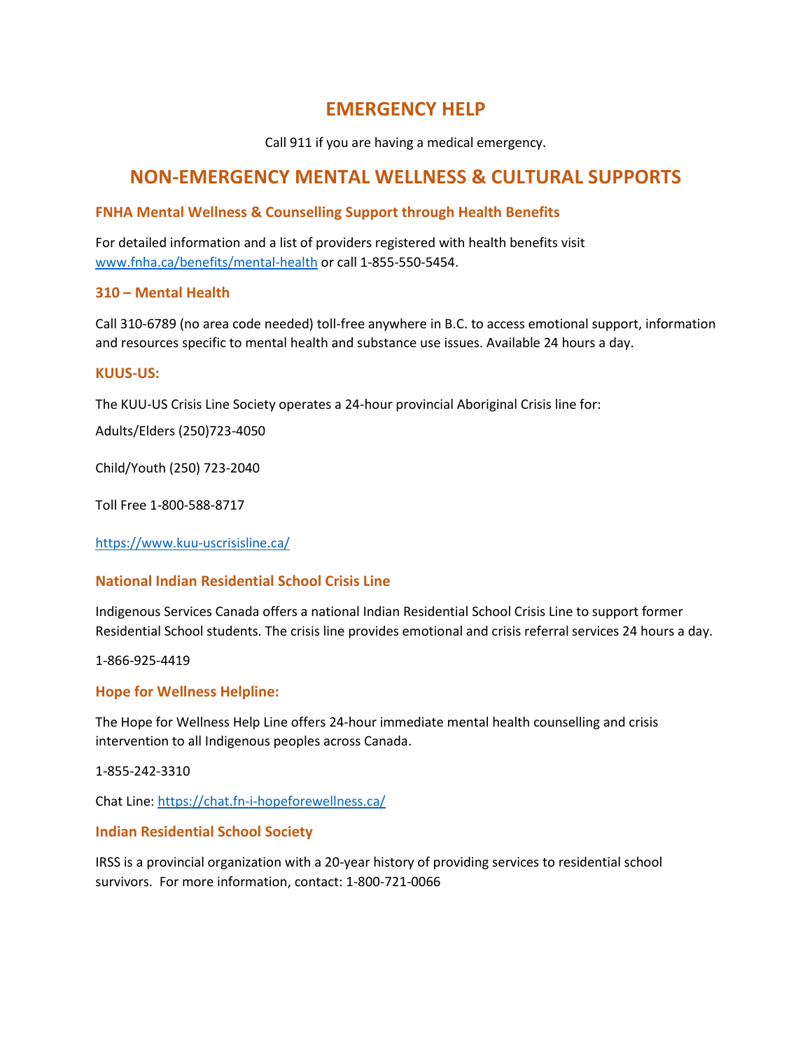# EMERGENCY HELP

Call 911 if you are having a medical emergency.

# NON-EMERGENCY MENTAL WELLNESS & CULTURAL SUPPORTS

### FNHA Mental Wellness & Counselling Support through Health Benefits

For detailed information and a list of providers registered with health benefits visit [www.fnha.ca/benefits/mental-health](www.fnha.ca/benefits/mental-health) or call 1-855-550-5454.

### 310 – Mental Health

Call 310-6789 (no area code needed) toll-free anywhere in B.C. to access emotional support, information and resources specific to mental health and substance use issues. Available 24 hours a day.

### KUUS-US:

The KUU-US Crisis Line Society operates a 24-hour provincial Aboriginal Crisis line for:

Adults/Elders (250)723-4050

Child/Youth (250) 723-2040

Toll Free 1-800-588-8717

[https://www.kuu-uscrisisline.ca/](https://www.kuu-uscrisisline.ca/)

### National Indian Residential School Crisis Line

Indigenous Services Canada offers a national Indian Residential School Crisis Line to support former Residential School students. The crisis line provides emotional and crisis referral services 24 hours a day.

1-866-925-4419

### Hope for Wellness Helpline:

The Hope for Wellness Help Line offers 24-hour immediate mental health counselling and crisis intervention to all Indigenous peoples across Canada.

1-855-242-3310

Chat Line: [https://chat.fn-i-hopeforewellness.ca/](https://chat.fn-i-hopeforewellness.ca/)

### Indian Residential School Society

IRSS is a provincial organization with a 20-year history of providing services to residential school survivors. For more information, contact: 1-800-721-0066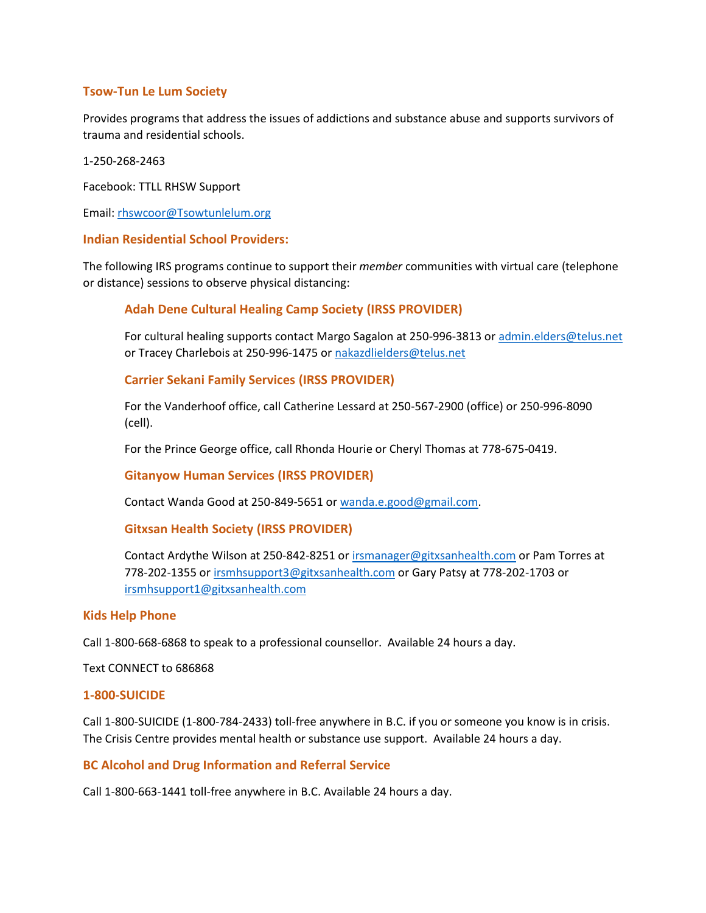## Tsow-Tun Le Lum Society

Provides programs that address the issues of addictions and substance abuse and supports survivors of trauma and residential schools.

1-250-268-2463

Facebook: TTLL RHSW Support

Email: rhswcoor@Tsowtunlelum.org

## Indian Residential School Providers:

The following IRS programs continue to support their *member* communities with virtual care (telephone or distance) sessions to observe physical distancing:

### Adah Dene Cultural Healing Camp Society (IRSS PROVIDER)

For cultural healing supports contact Margo Sagalon at 250-996-3813 or admin.elders@telus.net or Tracey Charlebois at 250-996-1475 or nakazdlielders@telus.net

### Carrier Sekani Family Services (IRSS PROVIDER)

For the Vanderhoof office, call Catherine Lessard at 250-567-2900 (office) or 250-996-8090 (cell).

For the Prince George office, call Rhonda Hourie or Cheryl Thomas at 778-675-0419.

### Gitanyow Human Services (IRSS PROVIDER)

Contact Wanda Good at 250-849-5651 or wanda.e.good@gmail.com.

### Gitxsan Health Society (IRSS PROVIDER)

Contact Ardythe Wilson at 250-842-8251 or irsmanager@gitxsanhealth.com or Pam Torres at 778-202-1355 or irsmhsupport3@gitxsanhealth.com or Gary Patsy at 778-202-1703 or irsmhsupport1@gitxsanhealth.com

## Kids Help Phone

Call 1-800-668-6868 to speak to a professional counsellor. Available 24 hours a day.

Text CONNECT to 686868

## 1-800-SUICIDE

Call 1-800-SUICIDE (1-800-784-2433) toll-free anywhere in B.C. if you or someone you know is in crisis. The Crisis Centre provides mental health or substance use support. Available 24 hours a day.

## BC Alcohol and Drug Information and Referral Service

Call 1-800-663-1441 toll-free anywhere in B.C. Available 24 hours a day.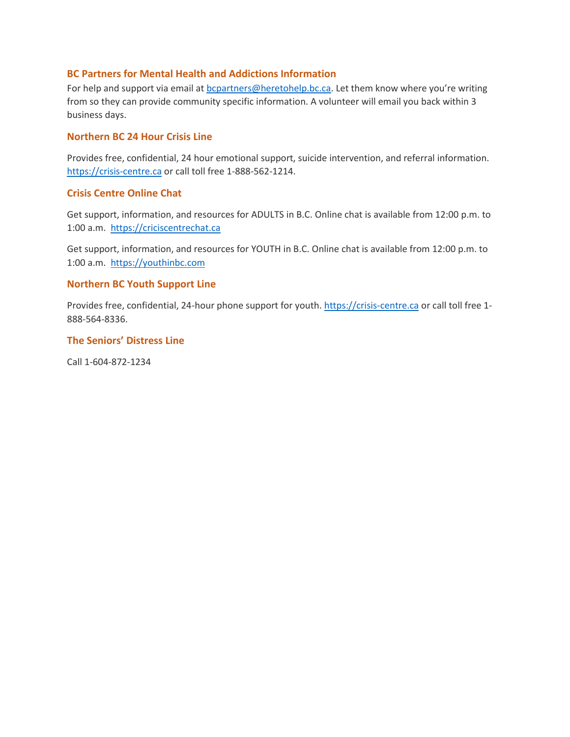### BC Partners for Mental Health and Addictions Information

For help and support via email at bcpartners@heretohelp.bc.ca. Let them know where you're writing from so they can provide community specific information. A volunteer will email you back within 3 business days.

### Northern BC 24 Hour Crisis Line

Provides free, confidential, 24 hour emotional support, suicide intervention, and referral information. https://crisis-centre.ca or call toll free 1-888-562-1214.

### Crisis Centre Online Chat

Get support, information, and resources for ADULTS in B.C. Online chat is available from 12:00 p.m. to 1:00 a.m. https://criciscentrechat.ca

Get support, information, and resources for YOUTH in B.C. Online chat is available from 12:00 p.m. to 1:00 a.m. https://youthinbc.com

### Northern BC Youth Support Line

Provides free, confidential, 24-hour phone support for youth. https://crisis-centre.ca or call toll free 1-888-564-8336.

### The Seniors' Distress Line

Call 1-604-872-1234